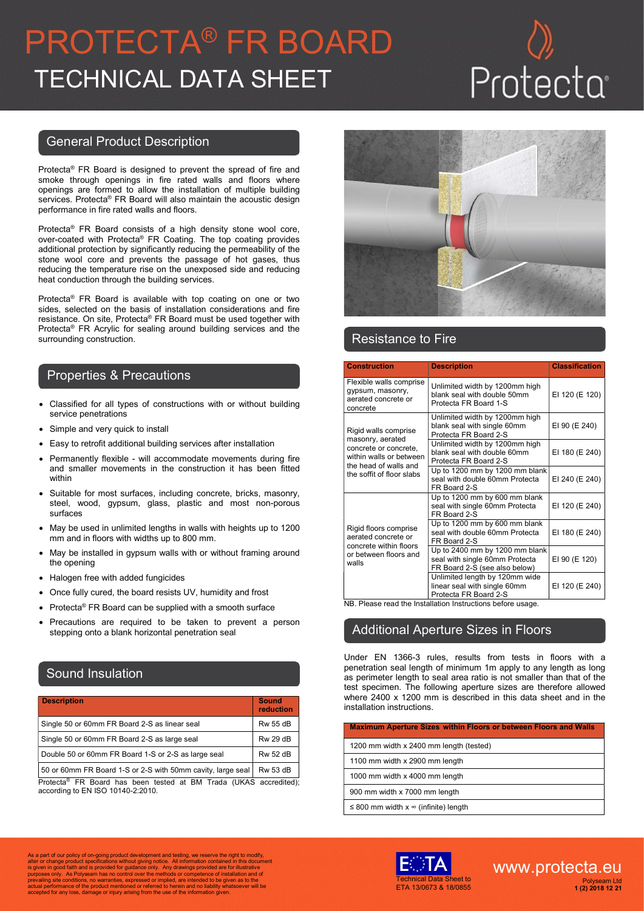# PROTECTA® FR BOARD

# TECHNICAL DATA SHEET

## General Product Description

Protecta® FR Board is designed to prevent the spread of fire and smoke through openings in fire rated walls and floors where openings are formed to allow the installation of multiple building services. Protecta® FR Board will also maintain the acoustic design performance in fire rated walls and floors.

Protecta® FR Board consists of a high density stone wool core, over-coated with Protecta® FR Coating. The top coating provides additional protection by significantly reducing the permeability of the stone wool core and prevents the passage of hot gases, thus reducing the temperature rise on the unexposed side and reducing heat conduction through the building services.

Protecta® FR Board is available with top coating on one or two sides, selected on the basis of installation considerations and fire resistance. On site, Protecta® FR Board must be used together with Protecta® FR Acrylic for sealing around building services and the surrounding construction.

## Properties & Precautions

- Classified for all types of constructions with or without building service penetrations
- Simple and very quick to install
- Easy to retrofit additional building services after installation
- Permanently flexible - will accommodate movements during fire and smaller movements in the construction it has been fitted within
- Suitable for most surfaces, including concrete, bricks, masonry, steel, wood, gypsum, glass, plastic and most non-porous surfaces
- May be used in unlimited lengths in walls with heights up to 1200 mm and in floors with widths up to 800 mm.
- May be installed in gypsum walls with or without framing around the opening
- Halogen free with added fungicides
- Once fully cured, the board resists UV, humidity and frost
- Protecta® FR Board can be supplied with a smooth surface
- Precautions are required to be taken to prevent a person stepping onto a blank horizontal penetration seal

## Sound Insulation

| Description | Sound reduction |
|---|---|
| Single 50 or 60mm FR Board 2-S as linear seal | Rw 55 dB |
| Single 50 or 60mm FR Board 2-S as large seal | Rw 29 dB |
| Double 50 or 60mm FR Board 1-S or 2-S as large seal | Rw 52 dB |
| 50 or 60mm FR Board 1-S or 2-S with 50mm cavity, large seal | Rw 53 dB |

Protecta® FR Board has been tested at BM Trada (UKAS accredited); according to EN ISO 10140-2:2010.

## Resistance to Fire

| Construction | Description | Classification |
|---|---|---|
| Flexible walls comprise gypsum, masonry, aerated concrete or concrete | Unlimited width by 1200mm high blank seal with double 50mm Protecta FR Board 1-S | EI 120 (E 120) |
| Rigid walls comprise masonry, aerated concrete or concrete, within walls or between the head of walls and the soffit of floor slabs | Unlimited width by 1200mm high blank seal with single 60mm Protecta FR Board 2-S | EI 90 (E 240) |
| | Unlimited width by 1200mm high blank seal with double 60mm Protecta FR Board 2-S | EI 180 (E 240) |
| | Up to 1200 mm by 1200 mm blank seal with double 60mm Protecta FR Board 2-S | EI 240 (E 240) |
| Rigid floors comprise aerated concrete or concrete within floors or between floors and walls | Up to 1200 mm by 600 mm blank seal with single 60mm Protecta FR Board 2-S | EI 120 (E 240) |
| | Up to 1200 mm by 600 mm blank seal with double 60mm Protecta FR Board 2-S | EI 180 (E 240) |
| | Up to 2400 mm by 1200 mm blank seal with single 60mm Protecta FR Board 2-S (see also below) | EI 90 (E 120) |
| | Unlimited length by 120mm wide linear seal with single 60mm Protecta FR Board 2-S | EI 120 (E 240) |

NB. Please read the Installation Instructions before usage.

## Additional Aperture Sizes in Floors

Under EN 1366-3 rules, results from tests in floors with a penetration seal length of minimum 1m apply to any length as long as perimeter length to seal area ratio is not smaller than that of the test specimen. The following aperture sizes are therefore allowed where 2400 x 1200 mm is described in this data sheet and in the installation instructions.

| Maximum Aperture Sizes within Floors or between Floors and Walls |
|---|
| 1200 mm width x 2400 mm length (tested) |
| 1100 mm width x 2900 mm length |
| 1000 mm width x 4000 mm length |
| 900 mm width x 7000 mm length |
| ≤ 800 mm width x ∞ (infinite) length |

As a part of our policy of on-going product development and testing, we reserve the right to modify, alter or change product specifications without giving notice. All information contained in this document is given in good faith and is provided for guidance only. Any drawings provided are for illustrative purposes only. As Polyseam has no control over the methods or competence of installation and of prevailing site conditions, no warranties, expressed or implied, are intended to be given as to the actual performance of the product mentioned or referred to herein and no liability whatsoever will be accepted for any loss, damage or injury arising from the use of the information given.

Technical Data Sheet to ETA 13/0673 & 18/0855

www.protecta.eu

Polyseam Ltd
1 (2) 2018 12 21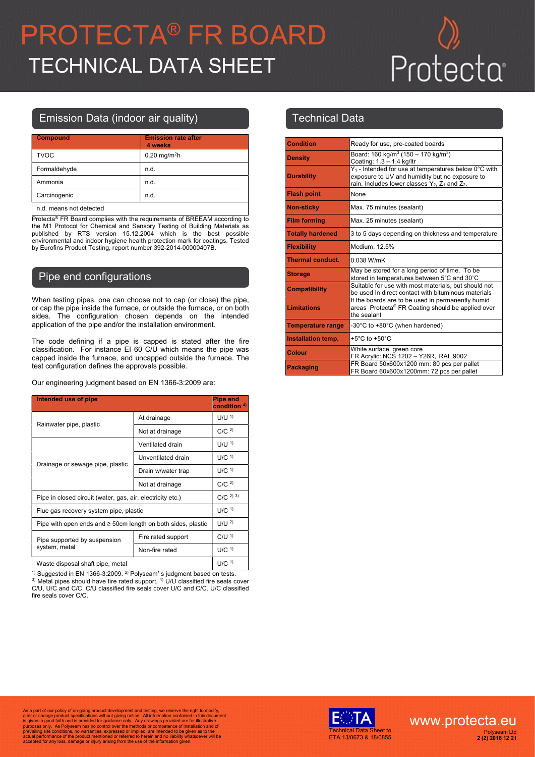# PROTECTA® FR BOARD
# TECHNICAL DATA SHEET

## Emission Data (indoor air quality)

| Compound | Emission rate after 4 weeks |
|---|---|
| TVOC | 0.20 mg/m²h |
| Formaldehyde | n.d. |
| Ammonia | n.d. |
| Carcinogenic | n.d. |

n.d. means not detected

Protecta® FR Board complies with the requirements of BREEAM according to the M1 Protocol for Chemical and Sensory Testing of Building Materials as published by RTS version 15.12.2004 which is the best possible environmental and indoor hygiene health protection mark for coatings. Tested by Eurofins Product Testing, report number 392-2014-00000407B.

## Pipe end configurations

When testing pipes, one can choose not to cap (or close) the pipe, or cap the pipe inside the furnace, or outside the furnace, or on both sides. The configuration chosen depends on the intended application of the pipe and/or the installation environment.

The code defining if a pipe is capped is stated after the fire classification. For instance EI 60 C/U which means the pipe was capped inside the furnace, and uncapped outside the furnace. The test configuration defines the approvals possible.

Our engineering judgment based on EN 1366-3:2009 are:

| Intended use of pipe | | Pipe end condition [4] |
|---|---|---|
| Rainwater pipe, plastic | At drainage | U/U [1] |
| | Not at drainage | C/C [2] |
| Drainage or sewage pipe, plastic | Ventilated drain | U/U [1] |
| | Unventilated drain | U/C [1] |
| | Drain w/water trap | U/C [1] |
| | Not at drainage | C/C [2] |
| Pipe in closed circuit (water, gas, air, electricity etc.) | | C/C [2) 3)] |
| Flue gas recovery system pipe, plastic | | U/C [1] |
| Pipe with open ends and ≥ 50cm length on both sides, plastic | | U/U [2] |
| Pipe supported by suspension system, metal | Fire rated support | C/U [1] |
| | Non-fire rated | U/C [1] |
| Waste disposal shaft pipe, metal | | U/C [1] |

[1] Suggested in EN 1366-3:2009. [2] Polyseam' s judgment based on tests. [3] Metal pipes should have fire rated support. [4] U/U classified fire seals cover C/U, U/C and C/C. C/U classified fire seals cover U/C and C/C. U/C classified fire seals cover C/C.

## Technical Data

| | |
|---|---|
| **Condition** | Ready for use, pre-coated boards |
| **Density** | Board: 160 kg/m³ (150 – 170 kg/m³)<br>Coating: 1.3 – 1.4 kg/ltr |
| **Durability** | $Y_1$ - Intended for use at temperatures below 0°C with exposure to UV and humidity but no exposure to rain. Includes lower classes $Y_2$, $Z_1$ and $Z_2$. |
| **Flash point** | None |
| **Non-sticky** | Max. 75 minutes (sealant) |
| **Film forming** | Max. 25 minutes (sealant) |
| **Totally hardened** | 3 to 5 days depending on thickness and temperature |
| **Flexibility** | Medium, 12.5% |
| **Thermal conduct.** | 0.038 W/mK |
| **Storage** | May be stored for a long period of time. To be stored in temperatures between 5˚C and 30˚C |
| **Compatibility** | Suitable for use with most materials, but should not be used In direct contact with bituminous materials |
| **Limitations** | If the boards are to be used in permanently humid areas Protecta® FR Coating should be applied over the sealant |
| **Temperature range** | -30°C to +80°C (when hardened) |
| **Installation temp.** | +5°C to +50°C |
| **Colour** | White surface, green core<br>FR Acrylic: NCS 1202 – Y26R, RAL 9002 |
| **Packaging** | FR Board 50x600x1200 mm: 80 pcs per pallet<br>FR Board 60x600x1200mm: 72 pcs per pallet |

As a part of our policy of on-going product development and testing, we reserve the right to modify, alter or change product specifications without giving notice. All information contained in this document is given in good faith and is provided for guidance only. Any drawings provided are for illustrative purposes only. As Polyseam has no control over the methods or competence of installation and of prevailing site conditions, no warranties, expressed or implied, are intended to be given as to the actual performance of the product mentioned or referred to herein and no liability whatsoever will be accepted for any loss, damage or injury arising from the use of the information given.

Technical Data Sheet to ETA 13/0673 & 18/0855

www.protecta.eu

Polyseam Ltd
2018 12 21